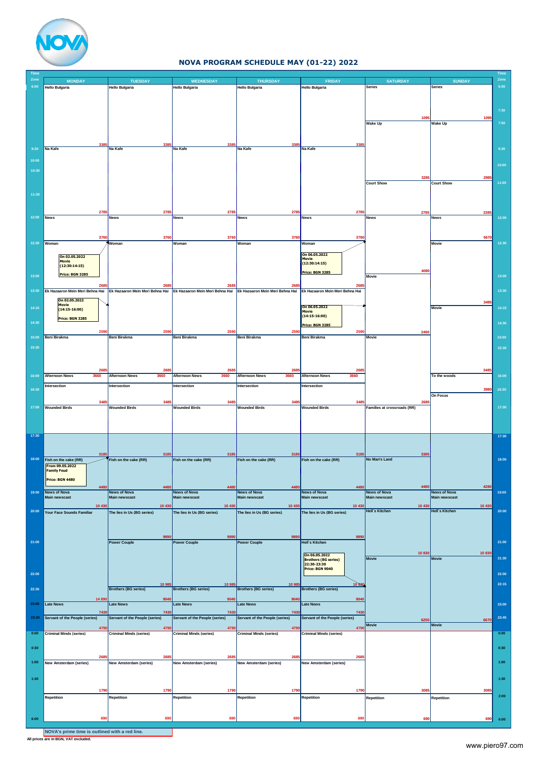# NOVA PROGRAM SCHEDULE MAY (01-22) 2022

| Time Zone | MONDAY | TUESDAY | WEDNESDAY | THURSDAY | FRIDAY | SATURDAY | SUNDAY | Time Zone |
|---|---|---|---|---|---|---|---|---|
| 6:00 | Hello Bulgaria 3385 | Hello Bulgaria 3385 | Hello Bulgaria 3385 | Hello Bulgaria 3385 | Hello Bulgaria 3385 | Series 1095 | Series 1095 | 6:00 |
| 7:30 / 7:50 | | | | | | Wake Up 3285 | Wake Up 2985 | 7:30 / 7:50 |
| 9:30 | Na Kafe 2785 | Na Kafe 2785 | Na Kafe 2785 | Na Kafe 2785 | Na Kafe 2785 | | | 9:30 |
| 11:00 | | | | | | Court Show 2785 | Court Show 3385 | 11:00 |
| 12:00 | News 3760 | News 3760 | News 3760 | News 3760 | News 3760 | News | News 5670 | 12:00 |
| 12:30 | Woman 2685 (On 02.05.2022 Movie (12:30:14:15) Price: BGN 3285) | Woman 2685 | Woman 2685 | Woman 2685 | Woman 2685 (On 06.05.2022 Movie (12:30:14:15) Price: BGN 3285) | 4080 | Movie 3485 | 12:30 |
| 13:00 | | | | | | Movie 2490 | | 13:00 |
| 13:30 | Ek Hazaaron Mein Meri Behna Hai 2590 (On 02.05.2022 Movie (14:15-16:00) Price: BGN 3285) | Ek Hazaaron Mein Meri Behna Hai 2590 | Ek Hazaaron Mein Meri Behna Hai 2590 | Ek Hazaaron Mein Meri Behna Hai 2590 | Ek Hazaaron Mein Meri Behna Hai 2590 (On 06.05.2022 Movie (14:15-16:00) Price: BGN 3285) | | | 13:30 |
| 14:15 | | | | | | | Movie 3485 | 14:15 |
| 15:00 | Beni Birakma 2685 | Beni Birakma 2685 | Beni Birakma 2685 | Beni Birakma 2685 | Beni Birakma 2685 | Movie 2685 | | 15:00 |
| 16:00 | Afternoon News 3660 | Afternoon News 3660 | Afternoon News 3660 | Afternoon News 3660 | Afternoon News 3660 | | To the woods 3980 | 16:00 |
| 16:30 | Intersection 3485 | Intersection 3485 | Intersection 3485 | Intersection 3485 | Intersection 3485 | | On Focus | 16:30 |
| 17:00 | Wounded Birds 3185 | Wounded Birds 3185 | Wounded Birds 3185 | Wounded Birds 3185 | Wounded Birds 3185 | Families at crossroads (RR) 3385 | | 17:00 |
| 18:00 | Fish on the cake (RR) 4480 (From 09.05.2022 Family Feud Price: BGN 4480) | Fish on the cake (RR) 4480 | Fish on the cake (RR) 4480 | Fish on the cake (RR) 4480 | Fish on the cake (RR) 4480 | No Man's Land 4480 | 4280 | 18:00 |
| 19:00 | News of Nova Main newscast 10 430 | News of Nova Main newscast 10 430 | News of Nova Main newscast 10 430 | News of Nova Main newscast 10 430 | News of Nova Main newscast 10 430 | News of Nova Main newscast 10 430 | News of Nova Main newscast 10 430 | 19:00 |
| 20:00 | Your Face Sounds Familiar 14 890 | The lies in Us (BG series) 9890 | The lies in Us (BG series) 9890 | The lies in Us (BG series) 9890 | The lies in Us (BG series) 9890 | Hell's Kitchen 10 830 | Hell's Kitchen 10 830 | 20:00 |
| 21:00 | | Power Couple 10 985 | Power Couple 10 985 | Power Couple 10 985 | Hell's Kitchen 10 830 (On 06.05.2022 Brothers (BG series) 22:30-23:30 Price: BGN 9040) | | | 21:00 |
| 21:30 | | | | | | Movie 6250 | Movie 6670 | 21:30 |
| 22:30 / 22:15 | | Brothers (BG series) 9040 | Brothers (BG series) 9040 | Brothers (BG series) 9040 | Brothers (BG series) 9040 | | | 22:15 |
| 23:00 | Late News 7430 | Late News 7430 | Late News 7430 | Late News 7430 | Late News 7430 | | | 23:00 |
| 23:30 / 23:45 | Servant of the People (series) 4790 | Servant of the People (series) 4790 | Servant of the People (series) 4790 | Servant of the People (series) 4790 | Servant of the People (series) 4790 | Movie 3085 | Movie 3085 | 23:45 |
| 0:00 | Criminal Minds (series) 2685 | Criminal Minds (series) 2685 | Criminal Minds (series) 2685 | Criminal Minds (series) 2685 | Criminal Minds (series) 2685 | | | 0:00 |
| 1:00 | New Amsterdam (series) 1790 | New Amsterdam (series) 1790 | New Amsterdam (series) 1790 | New Amsterdam (series) 1790 | New Amsterdam (series) 1790 | | | 1:00 |
| 2:00 | Repetition 690 | Repetition 690 | Repetition 690 | Repetition 690 | Repetition 690 | Repetition 690 | Repetition 690 | 2:00 |
| 6:00 | | | | | | | | 6:00 |

NOVA's prime time is outlined with a red line.

All prices are in BGN, VAT excluded.

www.piero97.com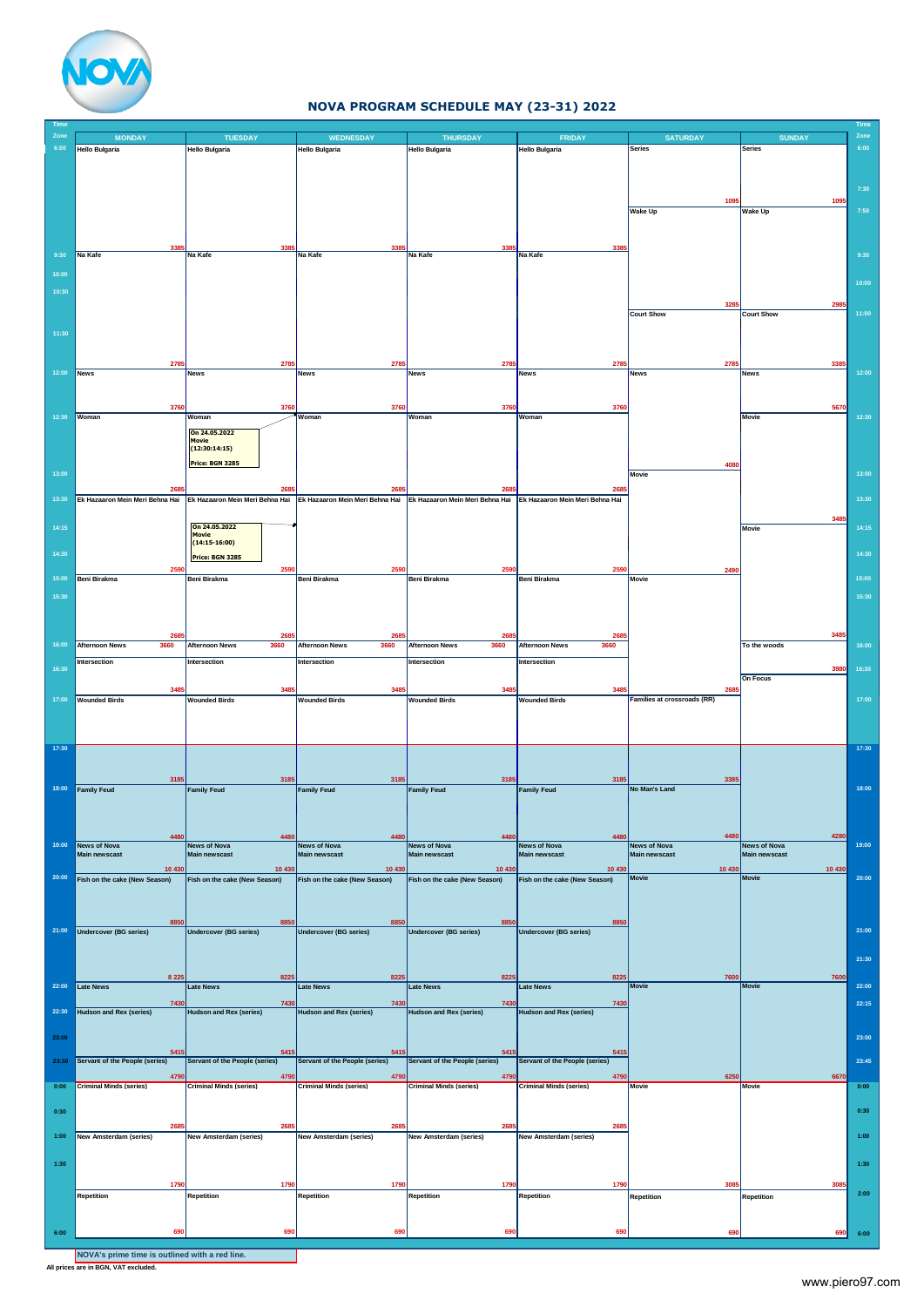# NOVA PROGRAM SCHEDULE MAY (23-31) 2022

| Time Zone | MONDAY | TUESDAY | WEDNESDAY | THURSDAY | FRIDAY | SATURDAY | SUNDAY | Time Zone |
|---|---|---|---|---|---|---|---|---|
| 6:00 | Hello Bulgaria 3385 | Hello Bulgaria 3385 | Hello Bulgaria 3385 | Hello Bulgaria 3385 | Hello Bulgaria 3385 | Series 1095 | Series 1095 | 6:00 |
| 7:30 / 7:50 | | | | | | Wake Up 3285 | Wake Up 2985 | 7:30 / 7:50 |
| 9:30 | Na Kafe 2785 | Na Kafe 2785 | Na Kafe 2785 | Na Kafe 2785 | Na Kafe 2785 | | | 9:30 |
| 10:00 / 10:30 / 11:00 | | | | | | Court Show 2785 | Court Show 3385 | 10:00 / 11:00 |
| 12:00 | News 3760 | News 3760 | News 3760 | News 3760 | News 3760 | News 4080 | News 5670 | 12:00 |
| 12:30 | Woman 2685 | Woman 2685 (On 24.05.2022 Movie (12:30-14:15) Price: BGN 3285) | Woman 2685 | Woman 2685 | Woman 2685 | | Movie 3485 | 12:30 |
| 13:00 | | | | | | Movie 2490 | | 13:00 |
| 13:30 | Ek Hazaaron Mein Meri Behna Hai 2590 | Ek Hazaaron Mein Meri Behna Hai 2590 (On 24.05.2022 Movie (14:15-16:00) Price: BGN 3285) | Ek Hazaaron Mein Meri Behna Hai 2590 | Ek Hazaaron Mein Meri Behna Hai 2590 | Ek Hazaaron Mein Meri Behna Hai 2590 | | | 13:30 |
| 14:15 | | | | | | | Movie 3485 | 14:15 |
| 15:00 | Beni Birakma 2685 | Beni Birakma 2685 | Beni Birakma 2685 | Beni Birakma 2685 | Beni Birakma 2685 | Movie 2685 | | 15:00 |
| 16:00 | Afternoon News 3660 | Afternoon News 3660 | Afternoon News 3660 | Afternoon News 3660 | Afternoon News 3660 | | To the woods 3980 | 16:00 |
| 16:30 | Intersection 3485 | Intersection 3485 | Intersection 3485 | Intersection 3485 | Intersection 3485 | | On Focus | 16:30 |
| 17:00 | Wounded Birds 3185 | Wounded Birds 3185 | Wounded Birds 3185 | Wounded Birds 3185 | Wounded Birds 3185 | Families at crossroads (RR) 3385 | | 17:00 |
| 18:00 | Family Feud 4480 | Family Feud 4480 | Family Feud 4480 | Family Feud 4480 | Family Feud 4480 | No Man's Land 4480 | 4280 | 18:00 |
| 19:00 | News of Nova Main newscast 10 430 | News of Nova Main newscast 10 430 | News of Nova Main newscast 10 430 | News of Nova Main newscast 10 430 | News of Nova Main newscast 10 430 | News of Nova Main newscast 10 430 | News of Nova Main newscast 10 430 | 19:00 |
| 20:00 | Fish on the cake (New Season) 8850 | Fish on the cake (New Season) 8850 | Fish on the cake (New Season) 8850 | Fish on the cake (New Season) 8850 | Fish on the cake (New Season) 8850 | Movie 7600 | Movie 7600 | 20:00 |
| 21:00 | Undercover (BG series) 8 225 | Undercover (BG series) 8225 | Undercover (BG series) 8225 | Undercover (BG series) 8225 | Undercover (BG series) 8225 | | | 21:00 / 21:30 |
| 22:00 | Late News 7430 | Late News 7430 | Late News 7430 | Late News 7430 | Late News 7430 | Movie 6250 | Movie 6670 | 22:00 |
| 22:30 | Hudson and Rex (series) 5415 | Hudson and Rex (series) 5415 | Hudson and Rex (series) 5415 | Hudson and Rex (series) 5415 | Hudson and Rex (series) 5415 | | | 22:15 |
| 23:30 | Servant of the People (series) 4790 | Servant of the People (series) 4790 | Servant of the People (series) 4790 | Servant of the People (series) 4790 | Servant of the People (series) 4790 | | | 23:00 / 23:45 |
| 0:00 | Criminal Minds (series) 2685 | Criminal Minds (series) 2685 | Criminal Minds (series) 2685 | Criminal Minds (series) 2685 | Criminal Minds (series) 2685 | Movie 3085 | Movie 3085 | 0:00 |
| 1:00 | New Amsterdam (series) 1790 | New Amsterdam (series) 1790 | New Amsterdam (series) 1790 | New Amsterdam (series) 1790 | New Amsterdam (series) 1790 | | | 1:00 |
| | Repetition 690 | Repetition 690 | Repetition 690 | Repetition 690 | Repetition 690 | Repetition 690 | Repetition 690 | 2:00 |
| 6:00 | | | | | | | | 6:00 |

NOVA's prime time is outlined with a red line.

All prices are in BGN, VAT excluded.

www.piero97.com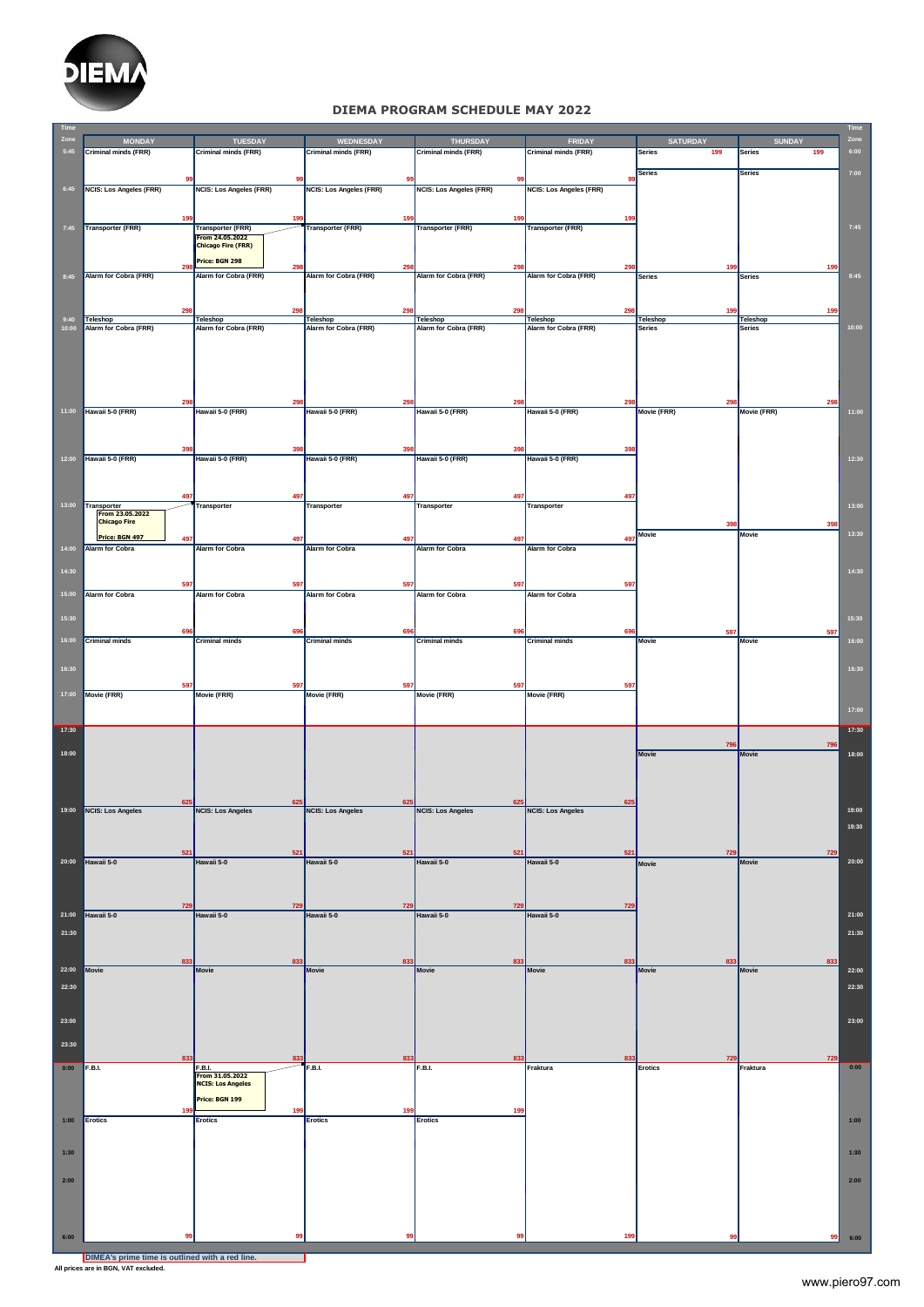DIEMA

## DIEMA PROGRAM SCHEDULE MAY 2022

| Time Zone | MONDAY | TUESDAY | WEDNESDAY | THURSDAY | FRIDAY | SATURDAY | SUNDAY | Time Zone |
|---|---|---|---|---|---|---|---|---|
| 5:45 | Criminal minds (FRR) 99 | Criminal minds (FRR) 99 | Criminal minds (FRR) 99 | Criminal minds (FRR) 99 | Criminal minds (FRR) 99 | Series 199 | Series 199 | 6:00 |
| | | | | | | Series | Series | 7:00 |
| 6:45 | NCIS: Los Angeles (FRR) 199 | NCIS: Los Angeles (FRR) 199 | NCIS: Los Angeles (FRR) 199 | NCIS: Los Angeles (FRR) 199 | NCIS: Los Angeles (FRR) 199 | | | |
| 7:45 | Transporter (FRR) 298 | Transporter (FRR) From 24.05.2022 Chicago Fire (FRR) Price: BGN 298 298 | Transporter (FRR) 298 | Transporter (FRR) 298 | Transporter (FRR) 298 | 199 | 199 | 7:45 |
| 8:45 | Alarm for Cobra (FRR) 298 | Alarm for Cobra (FRR) 298 | Alarm for Cobra (FRR) 298 | Alarm for Cobra (FRR) 298 | Alarm for Cobra (FRR) 298 | Series 199 | Series 199 | 8:45 |
| 9:40 | Teleshop | Teleshop | Teleshop | Teleshop | Teleshop | Teleshop | Teleshop | |
| 10:00 | Alarm for Cobra (FRR) 298 | Alarm for Cobra (FRR) 298 | Alarm for Cobra (FRR) 298 | Alarm for Cobra (FRR) 298 | Alarm for Cobra (FRR) 298 | Series 298 | Series 298 | 10:00 |
| 11:00 | Hawaii 5-0 (FRR) 398 | Hawaii 5-0 (FRR) 398 | Hawaii 5-0 (FRR) 398 | Hawaii 5-0 (FRR) 398 | Hawaii 5-0 (FRR) 398 | Movie (FRR) | Movie (FRR) | 11:00 |
| 12:00 | Hawaii 5-0 (FRR) 497 | Hawaii 5-0 (FRR) 497 | Hawaii 5-0 (FRR) 497 | Hawaii 5-0 (FRR) 497 | Hawaii 5-0 (FRR) 497 | | | 12:30 |
| 13:00 | Transporter From 23.05.2022 Chicago Fire Price: BGN 497 497 | Transporter 497 | Transporter 497 | Transporter 497 | Transporter 497 | 398 | 398 | 13:00 |
| | | | | | | Movie | Movie | 13:30 |
| 14:00 | Alarm for Cobra | Alarm for Cobra | Alarm for Cobra | Alarm for Cobra | Alarm for Cobra | | | |
| 14:30 | 597 | 597 | 597 | 597 | 597 | | | 14:30 |
| 15:00 | Alarm for Cobra | Alarm for Cobra | Alarm for Cobra | Alarm for Cobra | Alarm for Cobra | | | |
| 15:30 | 696 | 696 | 696 | 696 | 696 | 597 | 597 | 15:30 |
| 16:00 | Criminal minds | Criminal minds | Criminal minds | Criminal minds | Criminal minds | Movie | Movie | 16:00 |
| 16:30 | 597 | 597 | 597 | 597 | 597 | | | 16:30 |
| 17:00 | Movie (FRR) | Movie (FRR) | Movie (FRR) | Movie (FRR) | Movie (FRR) | | | 17:00 |
| 17:30 | | | | | | 796 | 796 | 17:30 |
| 18:00 | 625 | 625 | 625 | 625 | 625 | Movie | Movie | 18:00 |
| 19:00 | NCIS: Los Angeles 521 | NCIS: Los Angeles 521 | NCIS: Los Angeles 521 | NCIS: Los Angeles 521 | NCIS: Los Angeles 521 | 729 | 729 | 19:00 |
| | | | | | | | | 19:30 |
| 20:00 | Hawaii 5-0 729 | Hawaii 5-0 729 | Hawaii 5-0 729 | Hawaii 5-0 729 | Hawaii 5-0 729 | Movie | Movie | 20:00 |
| 21:00 | Hawaii 5-0 | Hawaii 5-0 | Hawaii 5-0 | Hawaii 5-0 | Hawaii 5-0 | | | 21:00 |
| 21:30 | 833 | 833 | 833 | 833 | 833 | 833 | 833 | 21:30 |
| 22:00 | Movie | Movie | Movie | Movie | Movie | Movie | Movie | 22:00 |
| 22:30 | | | | | | | | 22:30 |
| 23:00 | | | | | | | | 23:00 |
| 23:30 | 833 | 833 | 833 | 833 | 833 | 729 | 729 | |
| 0:00 | F.B.I. 199 | F.B.I. From 31.05.2022 NCIS: Los Angeles Price: BGN 199 199 | F.B.I. 199 | F.B.I. 199 | Fraktura | Erotics | Fraktura | 0:00 |
| 1:00 | Erotics | Erotics | Erotics | Erotics | | | | 1:00 |
| 1:30 | | | | | | | | 1:30 |
| 2:00 | | | | | | | | 2:00 |
| 6:00 | 99 | 99 | 99 | 99 | 199 | 99 | 99 | 6:00 |

DIMEA's prime time is outlined with a red line.

All prices are in BGN, VAT excluded.

www.piero97.com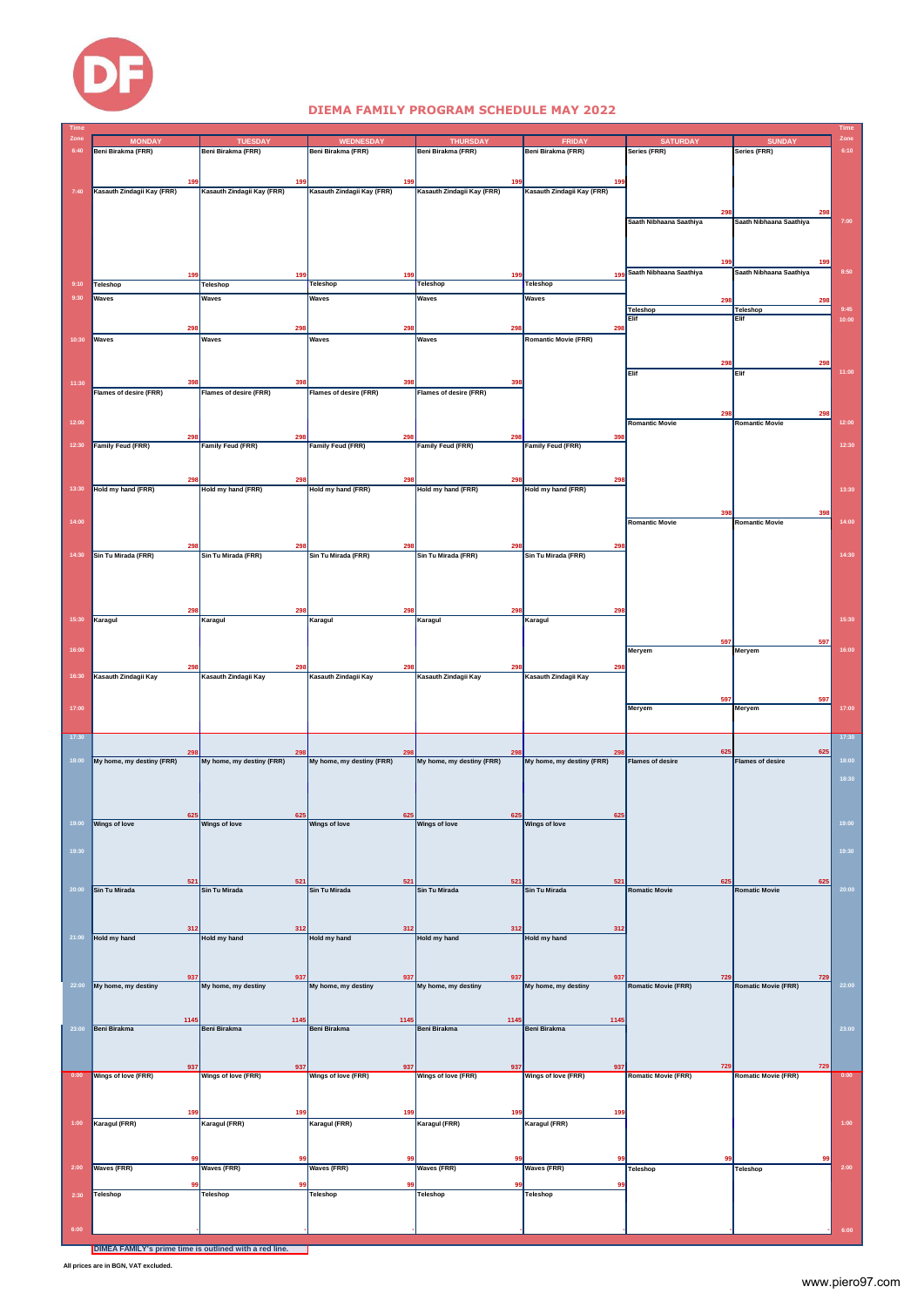# DIEMA FAMILY PROGRAM SCHEDULE MAY 2022

**Weekdays (Monday – Friday)**

| Time Zone | MONDAY | TUESDAY | WEDNESDAY | THURSDAY | FRIDAY |
|---|---|---|---|---|---|
| 6:40 | Beni Birakma (FRR) 199 | Beni Birakma (FRR) 199 | Beni Birakma (FRR) 199 | Beni Birakma (FRR) 199 | Beni Birakma (FRR) 199 |
| 7:40 | Kasauth Zindagii Kay (FRR) 199 | Kasauth Zindagii Kay (FRR) 199 | Kasauth Zindagii Kay (FRR) 199 | Kasauth Zindagii Kay (FRR) 199 | Kasauth Zindagii Kay (FRR) 199 |
| 9:10 | Teleshop | Teleshop | Teleshop | Teleshop | Teleshop |
| 9:30 | Waves 298 | Waves 298 | Waves 298 | Waves 298 | Waves 298 |
| 10:30 | Waves 398 | Waves 398 | Waves 398 | Waves 398 | Romantic Movie (FRR) 398 |
| 11:30 | Flames of desire (FRR) 298 | Flames of desire (FRR) 298 | Flames of desire (FRR) 298 | Flames of desire (FRR) 298 | |
| 12:30 | Family Feud (FRR) 298 | Family Feud (FRR) 298 | Family Feud (FRR) 298 | Family Feud (FRR) 298 | Family Feud (FRR) 298 |
| 13:30 | Hold my hand (FRR) 298 | Hold my hand (FRR) 298 | Hold my hand (FRR) 298 | Hold my hand (FRR) 298 | Hold my hand (FRR) 298 |
| 14:30 | Sin Tu Mirada (FRR) 298 | Sin Tu Mirada (FRR) 298 | Sin Tu Mirada (FRR) 298 | Sin Tu Mirada (FRR) 298 | Sin Tu Mirada (FRR) 298 |
| 15:30 | Karagul 298 | Karagul 298 | Karagul 298 | Karagul 298 | Karagul 298 |
| 16:30 | Kasauth Zindagii Kay 298 | Kasauth Zindagii Kay 298 | Kasauth Zindagii Kay 298 | Kasauth Zindagii Kay 298 | Kasauth Zindagii Kay 298 |
| 18:00 | My home, my destiny (FRR) 625 | My home, my destiny (FRR) 625 | My home, my destiny (FRR) 625 | My home, my destiny (FRR) 625 | My home, my destiny (FRR) 625 |
| 19:00 | Wings of love 521 | Wings of love 521 | Wings of love 521 | Wings of love 521 | Wings of love 521 |
| 20:00 | Sin Tu Mirada 312 | Sin Tu Mirada 312 | Sin Tu Mirada 312 | Sin Tu Mirada 312 | Sin Tu Mirada 312 |
| 21:00 | Hold my hand 937 | Hold my hand 937 | Hold my hand 937 | Hold my hand 937 | Hold my hand 937 |
| 22:00 | My home, my destiny 1145 | My home, my destiny 1145 | My home, my destiny 1145 | My home, my destiny 1145 | My home, my destiny 1145 |
| 23:00 | Beni Birakma 937 | Beni Birakma 937 | Beni Birakma 937 | Beni Birakma 937 | Beni Birakma 937 |
| 0:00 | Wings of love (FRR) 199 | Wings of love (FRR) 199 | Wings of love (FRR) 199 | Wings of love (FRR) 199 | Wings of love (FRR) 199 |
| 1:00 | Karagul (FRR) 99 | Karagul (FRR) 99 | Karagul (FRR) 99 | Karagul (FRR) 99 | Karagul (FRR) 99 |
| 2:00 | Waves (FRR) 99 | Waves (FRR) 99 | Waves (FRR) 99 | Waves (FRR) 99 | Waves (FRR) 99 |
| 2:30 | Teleshop - | Teleshop - | Teleshop - | Teleshop - | Teleshop - |
| 6:00 | | | | | |

**Weekend (Saturday – Sunday)**

| Time Zone | SATURDAY | SUNDAY |
|---|---|---|
| 6:10 | Series (FRR) 298 | Series (FRR) 298 |
| 7:00 | Saath Nibhaana Saathiya 199 | Saath Nibhaana Saathiya 199 |
| 8:50 | Saath Nibhaana Saathiya 298 | Saath Nibhaana Saathiya 298 |
| 9:45 | Teleshop | Teleshop |
| 10:00 | Elif 298 | Elif 298 |
| 11:00 | Elif 298 | Elif 298 |
| 12:00 | Romantic Movie 398 | Romantic Movie 398 |
| 14:00 | Romantic Movie 597 | Romantic Movie 597 |
| 16:00 | Meryem 597 | Meryem 597 |
| 17:00 | Meryem 625 | Meryem 625 |
| 18:00 | Flames of desire 625 | Flames of desire 625 |
| 20:00 | Romatic Movie 729 | Romatic Movie 729 |
| 22:00 | Romatic Movie (FRR) 729 | Romatic Movie (FRR) 729 |
| 0:00 | Romatic Movie (FRR) 99 | Romatic Movie (FRR) 99 |
| 2:00 | Teleshop - | Teleshop - |
| 6:00 | | |

DIMEA FAMILY's prime time is outlined with a red line.

All prices are in BGN, VAT excluded.

www.piero97.com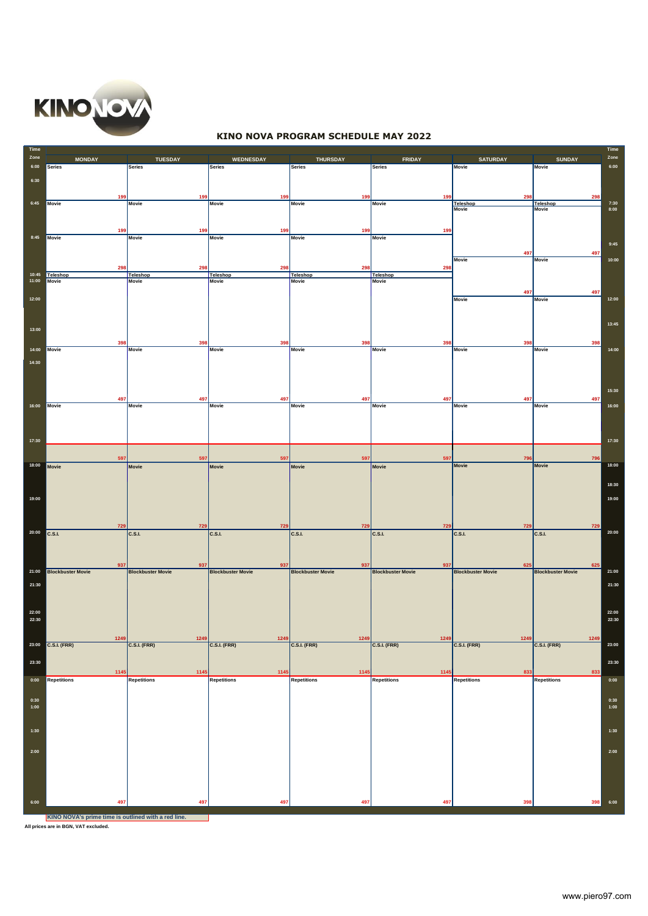KINO NOVA

# KINO NOVA PROGRAM SCHEDULE MAY 2022

| Time Zone | MONDAY | TUESDAY | WEDNESDAY | THURSDAY | FRIDAY | Time Zone | SATURDAY | SUNDAY |
|---|---|---|---|---|---|---|---|---|
| 6:00 | Series 199 | Series 199 | Series 199 | Series 199 | Series 199 | 6:00 | Movie 298 | Movie 298 |
| 6:45 | Movie 199 | Movie 199 | Movie 199 | Movie 199 | Movie 199 | 7:30 | Teleshop | Teleshop |
| 8:45 | Movie 298 | Movie 298 | Movie 298 | Movie 298 | Movie 298 | 8:00 | Movie 497 | Movie 497 |
| 10:45 | Teleshop | Teleshop | Teleshop | Teleshop | Teleshop | 10:00 | Movie 497 | Movie 497 |
| 11:00 | Movie 398 | Movie 398 | Movie 398 | Movie 398 | Movie 398 | 12:00 | Movie 398 | Movie 398 |
| 14:00 | Movie 497 | Movie 497 | Movie 497 | Movie 497 | Movie 497 | 14:00 | Movie 497 | Movie 497 |
| 16:00 | Movie 597 | Movie 597 | Movie 597 | Movie 597 | Movie 597 | 16:00 | Movie 796 | Movie 796 |
| 18:00 | Movie 729 | Movie 729 | Movie 729 | Movie 729 | Movie 729 | 18:00 | Movie 729 | Movie 729 |
| 20:00 | C.S.I. 937 | C.S.I. 937 | C.S.I. 937 | C.S.I. 937 | C.S.I. 937 | 20:00 | C.S.I. 625 | C.S.I. 625 |
| 21:00 | Blockbuster Movie 1249 | Blockbuster Movie 1249 | Blockbuster Movie 1249 | Blockbuster Movie 1249 | Blockbuster Movie 1249 | 21:00 | Blockbuster Movie 1249 | Blockbuster Movie 1249 |
| 23:00 | C.S.I. (FRR) 1145 | C.S.I. (FRR) 1145 | C.S.I. (FRR) 1145 | C.S.I. (FRR) 1145 | C.S.I. (FRR) 1145 | 23:00 | C.S.I. (FRR) 833 | C.S.I. (FRR) 833 |
| 0:00 | Repetitions 497 | Repetitions 497 | Repetitions 497 | Repetitions 497 | Repetitions 497 | 0:00 | Repetitions 398 | Repetitions 398 |
| 6:00 | | | | | | 6:00 | | |

KINO NOVA's prime time is outlined with a red line.

All prices are in BGN, VAT excluded.

www.piero97.com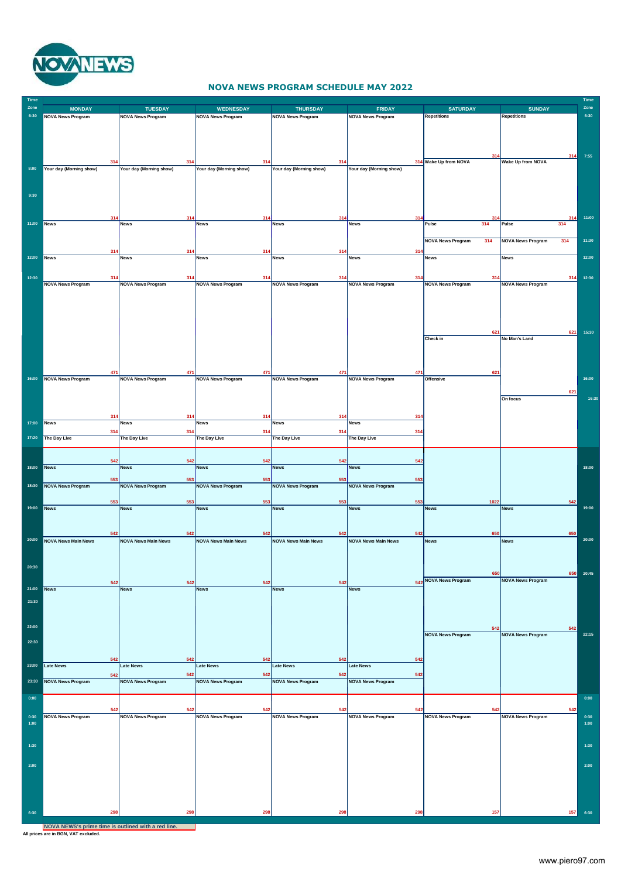# NOVA NEWS PROGRAM SCHEDULE MAY 2022

| Time Zone | MONDAY | TUESDAY | WEDNESDAY | THURSDAY | FRIDAY | SATURDAY | SUNDAY | Time Zone |
|---|---|---|---|---|---|---|---|---|
| 6:30 | NOVA News Program 314 | NOVA News Program 314 | NOVA News Program 314 | NOVA News Program 314 | NOVA News Program 314 | Repetitions 314 | Repetitions 314 | 6:30 |
| 7:55 | | | | | | Wake Up from NOVA 314 | Wake Up from NOVA 314 | 7:55 |
| 8:00 | Your day (Morning show) 314 | Your day (Morning show) 314 | Your day (Morning show) 314 | Your day (Morning show) 314 | Your day (Morning show) 314 | | | |
| 9:30 | | | | | | | | |
| 11:00 | News 314 | News 314 | News 314 | News 314 | News 314 | Pulse 314 | Pulse 314 | 11:00 |
| 11:30 | | | | | | NOVA News Program 314 | NOVA News Program 314 | 11:30 |
| 12:00 | News 314 | News 314 | News 314 | News 314 | News 314 | News 314 | News 314 | 12:00 |
| 12:30 | NOVA News Program 471 | NOVA News Program 471 | NOVA News Program 471 | NOVA News Program 471 | NOVA News Program 471 | NOVA News Program 621 | NOVA News Program 621 | 12:30 |
| 15:30 | | | | | | Check in 621 | No Man's Land 621 | 15:30 |
| 16:00 | NOVA News Program 314 | NOVA News Program 314 | NOVA News Program 314 | NOVA News Program 314 | NOVA News Program 314 | Offensive | | 16:00 |
| 16:30 | | | | | | | On focus | 16:30 |
| 17:00 | News 314 | News 314 | News 314 | News 314 | News 314 | | | |
| 17:20 | The Day Live 542 | The Day Live 542 | The Day Live 542 | The Day Live 542 | The Day Live 542 | | | |
| 18:00 | News 553 | News 553 | News 553 | News 553 | News 553 | | | 18:00 |
| 18:30 | NOVA News Program 553 | NOVA News Program 553 | NOVA News Program 553 | NOVA News Program 553 | NOVA News Program 553 | 1022 | 542 | |
| 19:00 | News 542 | News 542 | News 542 | News 542 | News 542 | News 650 | News 650 | 19:00 |
| 20:00 | NOVA News Main News 542 | NOVA News Main News 542 | NOVA News Main News 542 | NOVA News Main News 542 | NOVA News Main News 542 | News 650 | News 650 | 20:00 |
| 20:30 | | | | | | | | |
| 20:45 | | | | | | NOVA News Program 542 | NOVA News Program 542 | 20:45 |
| 21:00 | News | News | News | News | News | | | |
| 21:30 | | | | | | | | |
| 22:00 | | | | | | | | |
| 22:15 | | | | | | NOVA News Program 542 | NOVA News Program 542 | 22:15 |
| 22:30 | 542 | 542 | 542 | 542 | 542 | | | |
| 23:00 | Late News 542 | Late News 542 | Late News 542 | Late News 542 | Late News 542 | | | |
| 23:30 | NOVA News Program 542 | NOVA News Program 542 | NOVA News Program 542 | NOVA News Program 542 | NOVA News Program 542 | | | |
| 0:00 | | | | | | | | 0:00 |
| 0:30 | NOVA News Program 298 | NOVA News Program 298 | NOVA News Program 298 | NOVA News Program 298 | NOVA News Program 298 | NOVA News Program 157 | NOVA News Program 157 | 0:30 |
| 1:00 | | | | | | | | 1:00 |
| 1:30 | | | | | | | | 1:30 |
| 2:00 | | | | | | | | 2:00 |
| 6:30 | | | | | | | | 6:30 |

NOVA NEWS's prime time is outlined with a red line.

All prices are in BGN, VAT excluded.

www.piero97.com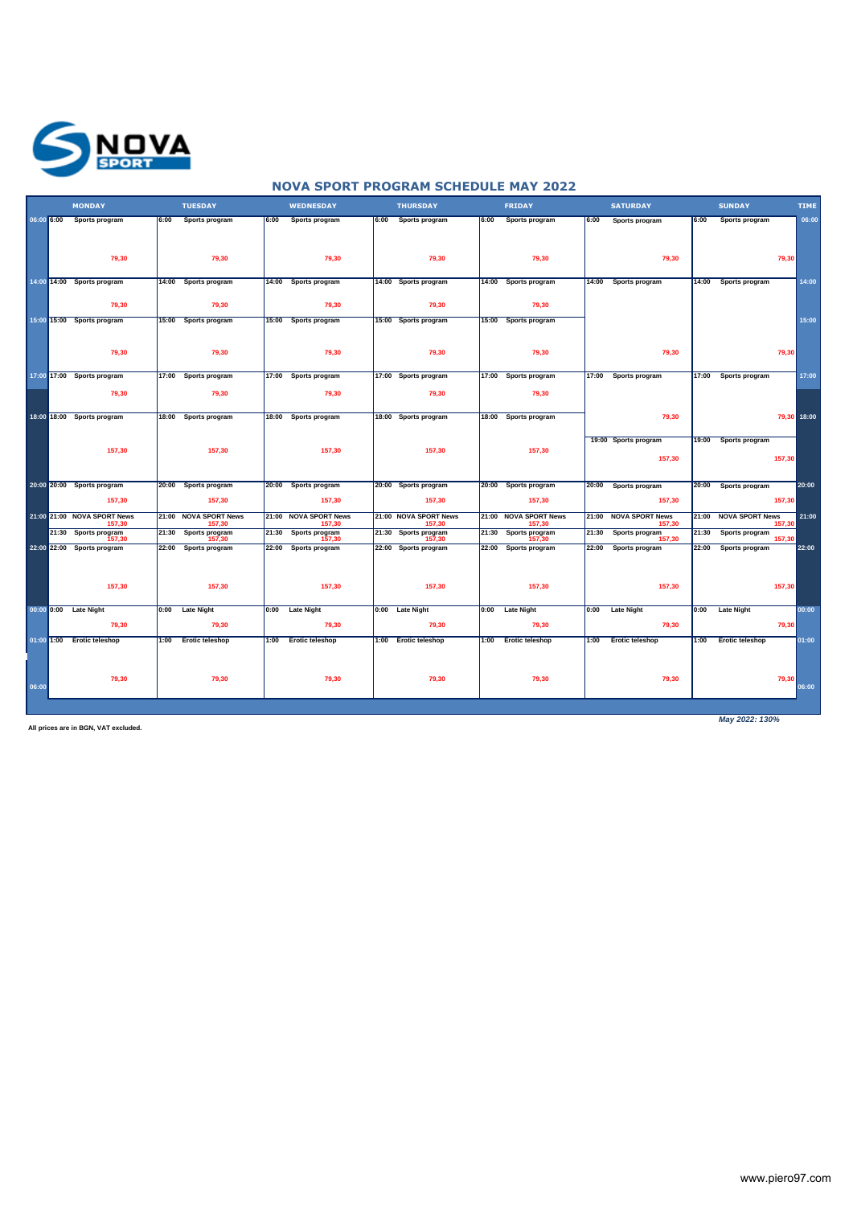# NOVA SPORT PROGRAM SCHEDULE MAY 2022

| TIME | MONDAY | TUESDAY | WEDNESDAY | THURSDAY | FRIDAY | SATURDAY | SUNDAY | TIME |
|---|---|---|---|---|---|---|---|---|
| 06:00 | 6:00 Sports program 79,30 | 6:00 Sports program 79,30 | 6:00 Sports program 79,30 | 6:00 Sports program 79,30 | 6:00 Sports program 79,30 | 6:00 Sports program 79,30 | 6:00 Sports program 79,30 | 06:00 |
| 14:00 | 14:00 Sports program 79,30 | 14:00 Sports program 79,30 | 14:00 Sports program 79,30 | 14:00 Sports program 79,30 | 14:00 Sports program 79,30 | 14:00 Sports program | 14:00 Sports program | 14:00 |
| 15:00 | 15:00 Sports program 79,30 | 15:00 Sports program 79,30 | 15:00 Sports program 79,30 | 15:00 Sports program 79,30 | 15:00 Sports program 79,30 | 79,30 | 79,30 | 15:00 |
| 17:00 | 17:00 Sports program 79,30 | 17:00 Sports program 79,30 | 17:00 Sports program 79,30 | 17:00 Sports program 79,30 | 17:00 Sports program 79,30 | 17:00 Sports program | 17:00 Sports program | 17:00 |
| 18:00 | 18:00 Sports program 157,30 | 18:00 Sports program 157,30 | 18:00 Sports program 157,30 | 18:00 Sports program 157,30 | 18:00 Sports program 157,30 | 79,30 | 79,30 | 18:00 |
| | | | | | | 19:00 Sports program 157,30 | 19:00 Sports program 157,30 | |
| 20:00 | 20:00 Sports program 157,30 | 20:00 Sports program 157,30 | 20:00 Sports program 157,30 | 20:00 Sports program 157,30 | 20:00 Sports program 157,30 | 20:00 Sports program 157,30 | 20:00 Sports program 157,30 | 20:00 |
| 21:00 | 21:00 NOVA SPORT News 157,30 | 21:00 NOVA SPORT News 157,30 | 21:00 NOVA SPORT News 157,30 | 21:00 NOVA SPORT News 157,30 | 21:00 NOVA SPORT News 157,30 | 21:00 NOVA SPORT News 157,30 | 21:00 NOVA SPORT News 157,30 | 21:00 |
| | 21:30 Sports program 157,30 | 21:30 Sports program 157,30 | 21:30 Sports program 157,30 | 21:30 Sports program 157,30 | 21:30 Sports program 157,30 | 21:30 Sports program 157,30 | 21:30 Sports program 157,30 | |
| 22:00 | 22:00 Sports program 157,30 | 22:00 Sports program 157,30 | 22:00 Sports program 157,30 | 22:00 Sports program 157,30 | 22:00 Sports program 157,30 | 22:00 Sports program 157,30 | 22:00 Sports program 157,30 | 22:00 |
| 00:00 | 0:00 Late Night 79,30 | 0:00 Late Night 79,30 | 0:00 Late Night 79,30 | 0:00 Late Night 79,30 | 0:00 Late Night 79,30 | 0:00 Late Night 79,30 | 0:00 Late Night 79,30 | 00:00 |
| 01:00 | 1:00 Erotic teleshop 79,30 | 1:00 Erotic teleshop 79,30 | 1:00 Erotic teleshop 79,30 | 1:00 Erotic teleshop 79,30 | 1:00 Erotic teleshop 79,30 | 1:00 Erotic teleshop 79,30 | 1:00 Erotic teleshop 79,30 | 01:00 |
| 06:00 | | | | | | | | 06:00 |

All prices are in BGN, VAT excluded.

*May 2022: 130%*

www.piero97.com